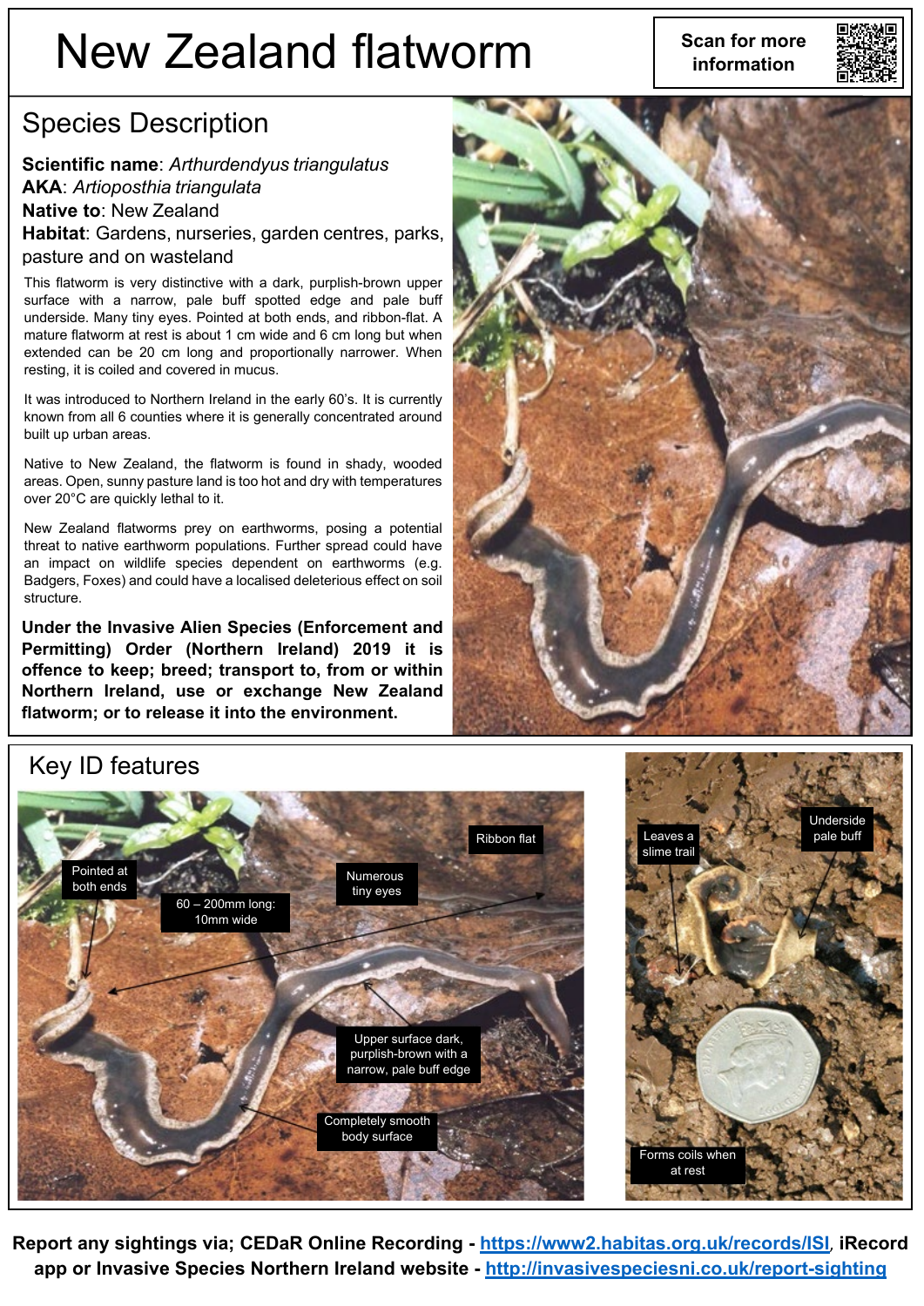# New Zealand flatworm

Scan for more information

## Species Description

**Scientific name**: *Arthurdendyus triangulatus*
**AKA**: *Artioposthia triangulata*
**Native to**: New Zealand
**Habitat**: Gardens, nurseries, garden centres, parks, pasture and on wasteland

This flatworm is very distinctive with a dark, purplish-brown upper surface with a narrow, pale buff spotted edge and pale buff underside. Many tiny eyes. Pointed at both ends, and ribbon-flat. A mature flatworm at rest is about 1 cm wide and 6 cm long but when extended can be 20 cm long and proportionally narrower. When resting, it is coiled and covered in mucus.

It was introduced to Northern Ireland in the early 60's. It is currently known from all 6 counties where it is generally concentrated around built up urban areas.

Native to New Zealand, the flatworm is found in shady, wooded areas. Open, sunny pasture land is too hot and dry with temperatures over 20°C are quickly lethal to it.

New Zealand flatworms prey on earthworms, posing a potential threat to native earthworm populations. Further spread could have an impact on wildlife species dependent on earthworms (e.g. Badgers, Foxes) and could have a localised deleterious effect on soil structure.

**Under the Invasive Alien Species (Enforcement and Permitting) Order (Northern Ireland) 2019 it is offence to keep; breed; transport to, from or within Northern Ireland, use or exchange New Zealand flatworm; or to release it into the environment.**

## Key ID features

- Pointed at both ends
- 60 – 200mm long: 10mm wide
- Numerous tiny eyes
- Ribbon flat
- Upper surface dark, purplish-brown with a narrow, pale buff edge
- Completely smooth body surface
- Leaves a slime trail
- Underside pale buff
- Forms coils when at rest

**Report any sightings via; CEDaR Online Recording - https://www2.habitas.org.uk/records/ISI, iRecord app or Invasive Species Northern Ireland website - http://invasivespeciesni.co.uk/report-sighting**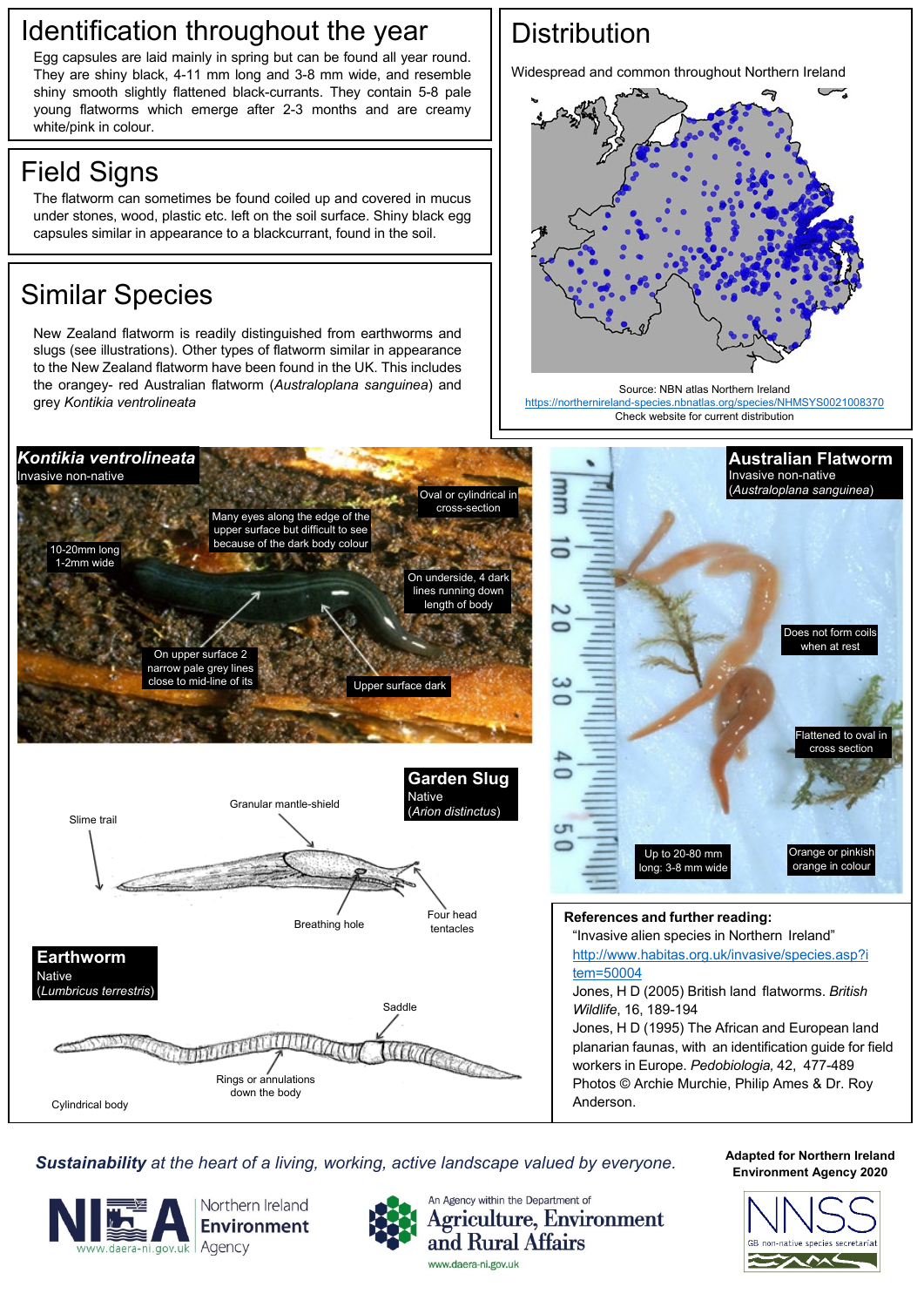## Identification throughout the year

Egg capsules are laid mainly in spring but can be found all year round. They are shiny black, 4-11 mm long and 3-8 mm wide, and resemble shiny smooth slightly flattened black-currants. They contain 5-8 pale young flatworms which emerge after 2-3 months and are creamy white/pink in colour.

## Field Signs

The flatworm can sometimes be found coiled up and covered in mucus under stones, wood, plastic etc. left on the soil surface. Shiny black egg capsules similar in appearance to a blackcurrant, found in the soil.

## Similar Species

New Zealand flatworm is readily distinguished from earthworms and slugs (see illustrations). Other types of flatworm similar in appearance to the New Zealand flatworm have been found in the UK. This includes the orangey- red Australian flatworm (*Australoplana sanguinea*) and grey *Kontikia ventrolineata*

## Distribution

Widespread and common throughout Northern Ireland

Source: NBN atlas Northern Ireland
https://northernireland-species.nbnatlas.org/species/NHMSYS0021008370
Check website for current distribution

### *Kontikia ventrolineata*

Invasive non-native

10-20mm long
1-2mm wide

Many eyes along the edge of the upper surface but difficult to see because of the dark body colour

Oval or cylindrical in cross-section

On underside, 4 dark lines running down length of body

On upper surface 2 narrow pale grey lines close to mid-line of its

Upper surface dark

### Australian Flatworm

Invasive non-native
(*Australoplana sanguinea*)

Does not form coils when at rest

Flattened to oval in cross section

Up to 20-80 mm long: 3-8 mm wide

Orange or pinkish orange in colour

### Garden Slug

Native
(*Arion distinctus*)

Slime trail

Granular mantle-shield

Breathing hole

Four head tentacles

### Earthworm

Native
(*Lumbricus terrestris*)

Saddle

Rings or annulations down the body

Cylindrical body

**References and further reading:**

"Invasive alien species in Northern Ireland" http://www.habitas.org.uk/invasive/species.asp?item=50004

Jones, H D (2005) British land flatworms. *British Wildlife*, 16, 189-194

Jones, H D (1995) The African and European land planarian faunas, with an identification guide for field workers in Europe. *Pedobiologia*, 42, 477-489

Photos © Archie Murchie, Philip Ames & Dr. Roy Anderson.

***Sustainability** at the heart of a living, working, active landscape valued by everyone.*

**Adapted for Northern Ireland Environment Agency 2020**

Northern Ireland Environment Agency
www.daera-ni.gov.uk

An Agency within the Department of Agriculture, Environment and Rural Affairs
www.daera-ni.gov.uk

NNSS GB non-native species secretariat